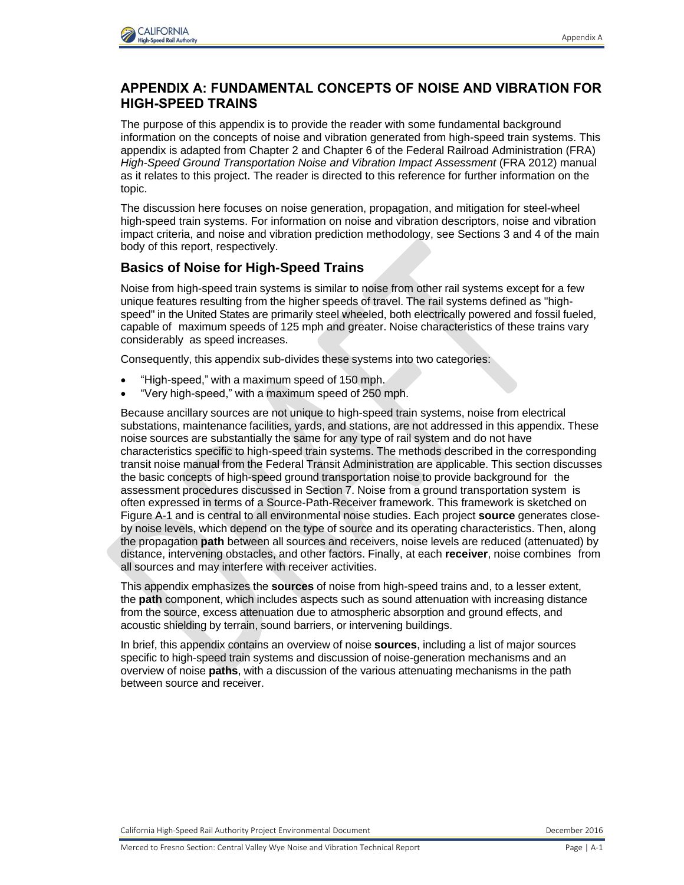## APPENDIX A: FUNDAMENTAL CONCEPTS OF NOISE AND VIBRATION FOR HIGH-SPEED TRAINS

The purpose of this appendix is to provide the reader with some fundamental background information on the concepts of noise and vibration generated from high-speed train systems. This appendix is adapted from Chapter 2 and Chapter 6 of the Federal Railroad Administration (FRA) *High-Speed Ground Transportation Noise and Vibration Impact Assessment* (FRA 2012) manual as it relates to this project. The reader is directed to this reference for further information on the topic.

The discussion here focuses on noise generation, propagation, and mitigation for steel-wheel high-speed train systems. For information on noise and vibration descriptors, noise and vibration impact criteria, and noise and vibration prediction methodology, see Sections 3 and 4 of the main body of this report, respectively.

### Basics of Noise for High-Speed Trains

Noise from high-speed train systems is similar to noise from other rail systems except for a few unique features resulting from the higher speeds of travel. The rail systems defined as "high-speed" in the United States are primarily steel wheeled, both electrically powered and fossil fueled, capable of maximum speeds of 125 mph and greater. Noise characteristics of these trains vary considerably as speed increases.

Consequently, this appendix sub-divides these systems into two categories:

- "High-speed," with a maximum speed of 150 mph.
- "Very high-speed," with a maximum speed of 250 mph.

Because ancillary sources are not unique to high-speed train systems, noise from electrical substations, maintenance facilities, yards, and stations, are not addressed in this appendix. These noise sources are substantially the same for any type of rail system and do not have characteristics specific to high-speed train systems. The methods described in the corresponding transit noise manual from the Federal Transit Administration are applicable. This section discusses the basic concepts of high-speed ground transportation noise to provide background for the assessment procedures discussed in Section 7. Noise from a ground transportation system is often expressed in terms of a Source-Path-Receiver framework. This framework is sketched on Figure A-1 and is central to all environmental noise studies. Each project **source** generates close-by noise levels, which depend on the type of source and its operating characteristics. Then, along the propagation **path** between all sources and receivers, noise levels are reduced (attenuated) by distance, intervening obstacles, and other factors. Finally, at each **receiver**, noise combines from all sources and may interfere with receiver activities.

This appendix emphasizes the **sources** of noise from high-speed trains and, to a lesser extent, the **path** component, which includes aspects such as sound attenuation with increasing distance from the source, excess attenuation due to atmospheric absorption and ground effects, and acoustic shielding by terrain, sound barriers, or intervening buildings.

In brief, this appendix contains an overview of noise **sources**, including a list of major sources specific to high-speed train systems and discussion of noise-generation mechanisms and an overview of noise **paths**, with a discussion of the various attenuating mechanisms in the path between source and receiver.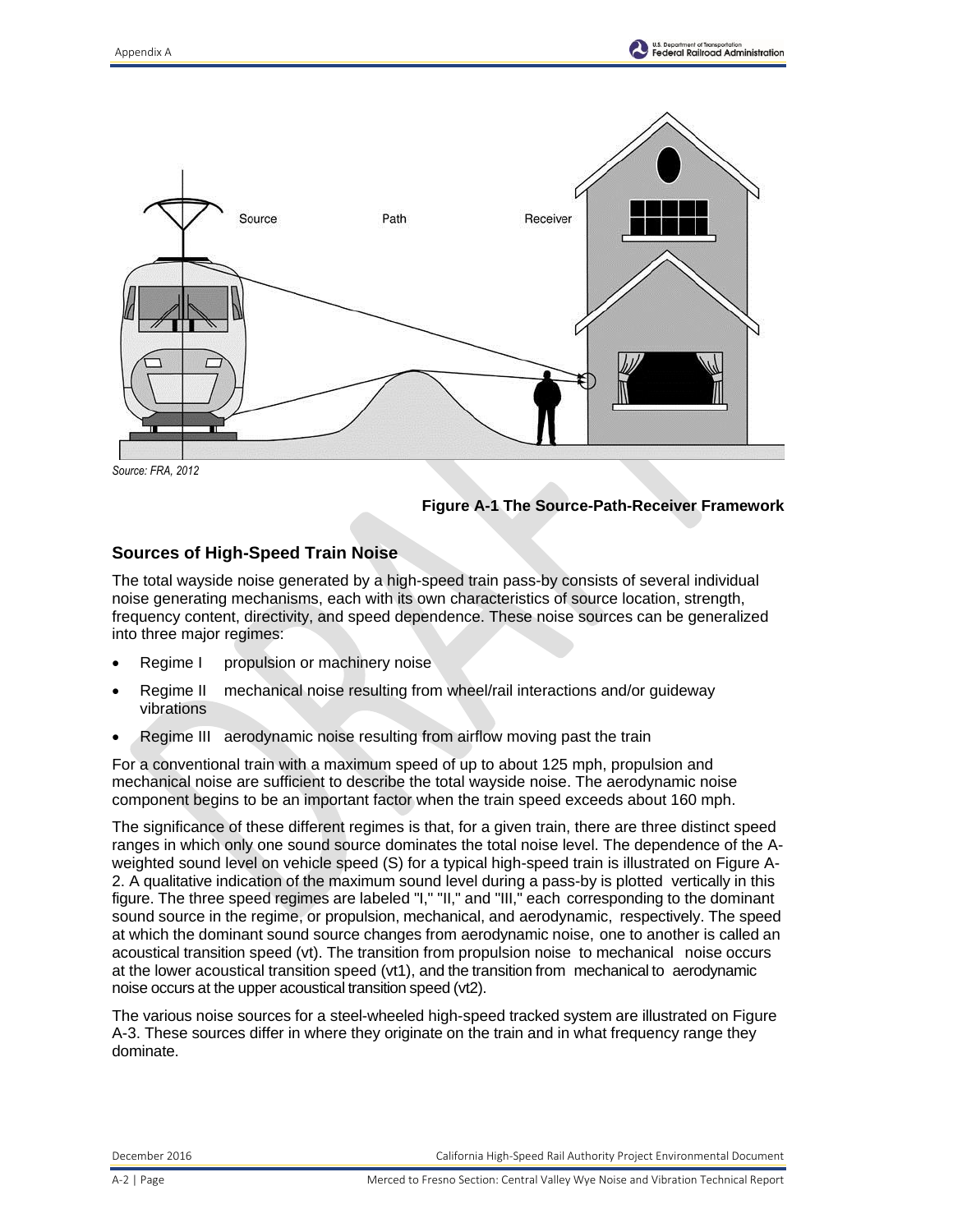Source: FRA, 2012

**Figure A-1 The Source-Path-Receiver Framework**

### Sources of High-Speed Train Noise

The total wayside noise generated by a high-speed train pass-by consists of several individual noise generating mechanisms, each with its own characteristics of source location, strength, frequency content, directivity, and speed dependence. These noise sources can be generalized into three major regimes:

- Regime I propulsion or machinery noise
- Regime II mechanical noise resulting from wheel/rail interactions and/or guideway vibrations
- Regime III aerodynamic noise resulting from airflow moving past the train

For a conventional train with a maximum speed of up to about 125 mph, propulsion and mechanical noise are sufficient to describe the total wayside noise. The aerodynamic noise component begins to be an important factor when the train speed exceeds about 160 mph.

The significance of these different regimes is that, for a given train, there are three distinct speed ranges in which only one sound source dominates the total noise level. The dependence of the A-weighted sound level on vehicle speed (S) for a typical high-speed train is illustrated on Figure A-2. A qualitative indication of the maximum sound level during a pass-by is plotted vertically in this figure. The three speed regimes are labeled "I," "II," and "III," each corresponding to the dominant sound source in the regime, or propulsion, mechanical, and aerodynamic, respectively. The speed at which the dominant sound source changes from aerodynamic noise, one to another is called an acoustical transition speed (vt). The transition from propulsion noise to mechanical noise occurs at the lower acoustical transition speed (vt1), and the transition from mechanical to aerodynamic noise occurs at the upper acoustical transition speed (vt2).

The various noise sources for a steel-wheeled high-speed tracked system are illustrated on Figure A-3. These sources differ in where they originate on the train and in what frequency range they dominate.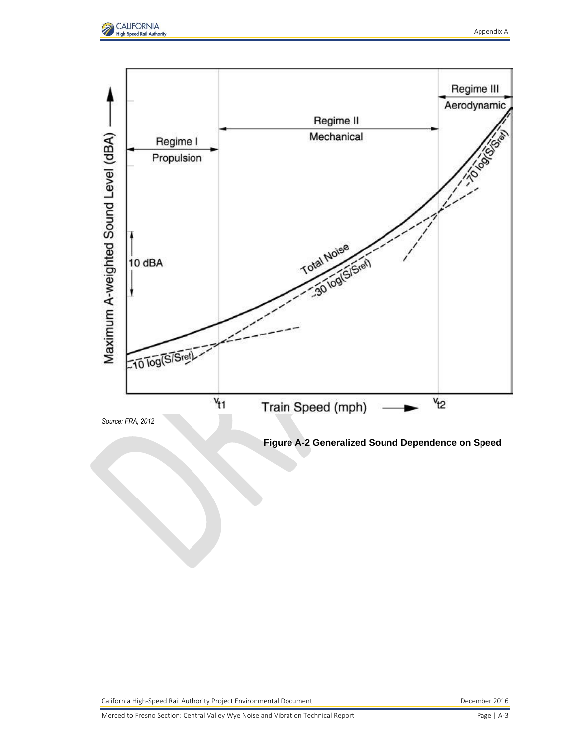Source: FRA, 2012

**Figure A-2 Generalized Sound Dependence on Speed**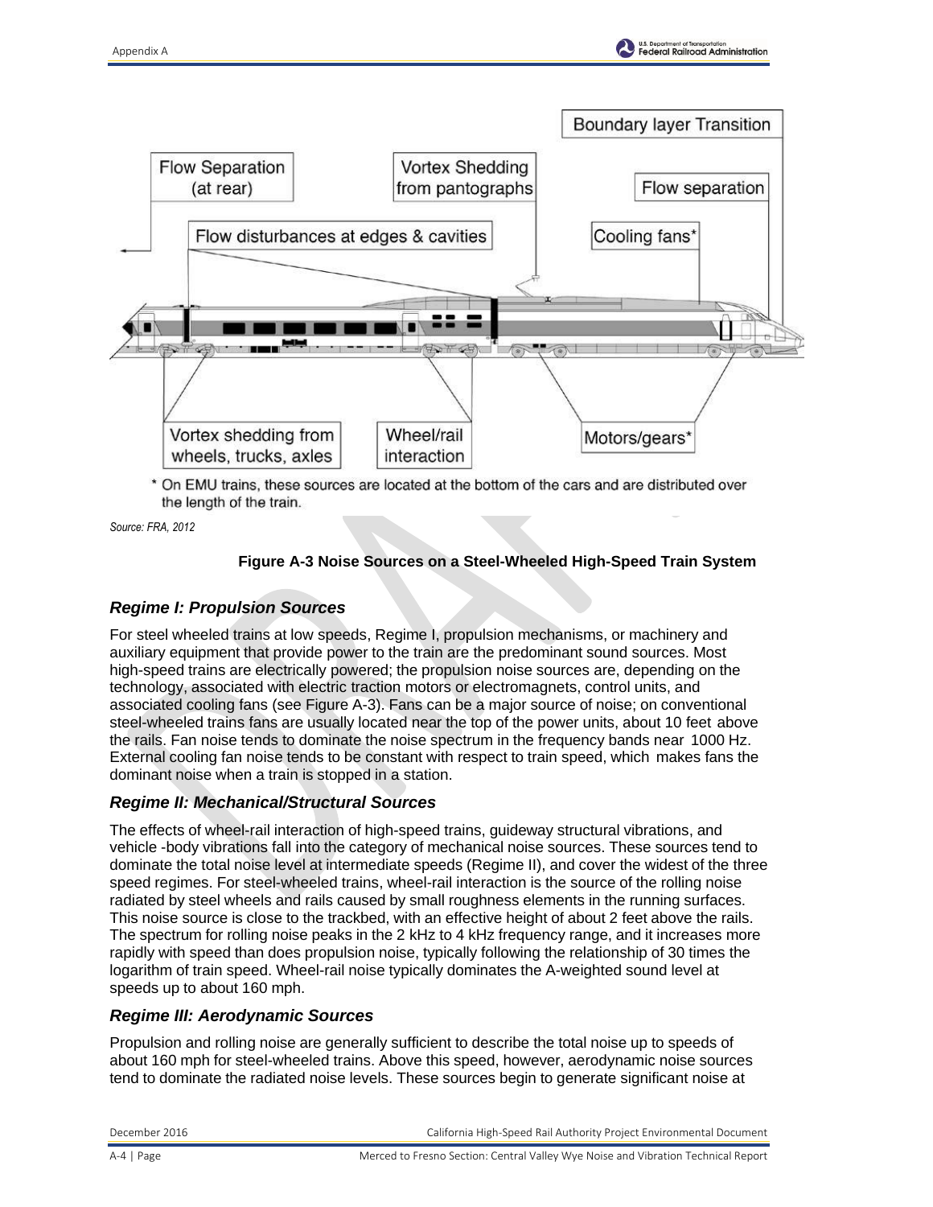* On EMU trains, these sources are located at the bottom of the cars and are distributed over the length of the train.

*Source: FRA, 2012*

**Figure A-3 Noise Sources on a Steel-Wheeled High-Speed Train System**

### *Regime I: Propulsion Sources*

For steel wheeled trains at low speeds, Regime I, propulsion mechanisms, or machinery and auxiliary equipment that provide power to the train are the predominant sound sources. Most high-speed trains are electrically powered; the propulsion noise sources are, depending on the technology, associated with electric traction motors or electromagnets, control units, and associated cooling fans (see Figure A-3). Fans can be a major source of noise; on conventional steel-wheeled trains fans are usually located near the top of the power units, about 10 feet above the rails. Fan noise tends to dominate the noise spectrum in the frequency bands near 1000 Hz. External cooling fan noise tends to be constant with respect to train speed, which makes fans the dominant noise when a train is stopped in a station.

### *Regime II: Mechanical/Structural Sources*

The effects of wheel-rail interaction of high-speed trains, guideway structural vibrations, and vehicle -body vibrations fall into the category of mechanical noise sources. These sources tend to dominate the total noise level at intermediate speeds (Regime II), and cover the widest of the three speed regimes. For steel-wheeled trains, wheel-rail interaction is the source of the rolling noise radiated by steel wheels and rails caused by small roughness elements in the running surfaces. This noise source is close to the trackbed, with an effective height of about 2 feet above the rails. The spectrum for rolling noise peaks in the 2 kHz to 4 kHz frequency range, and it increases more rapidly with speed than does propulsion noise, typically following the relationship of 30 times the logarithm of train speed. Wheel-rail noise typically dominates the A-weighted sound level at speeds up to about 160 mph.

### *Regime III: Aerodynamic Sources*

Propulsion and rolling noise are generally sufficient to describe the total noise up to speeds of about 160 mph for steel-wheeled trains. Above this speed, however, aerodynamic noise sources tend to dominate the radiated noise levels. These sources begin to generate significant noise at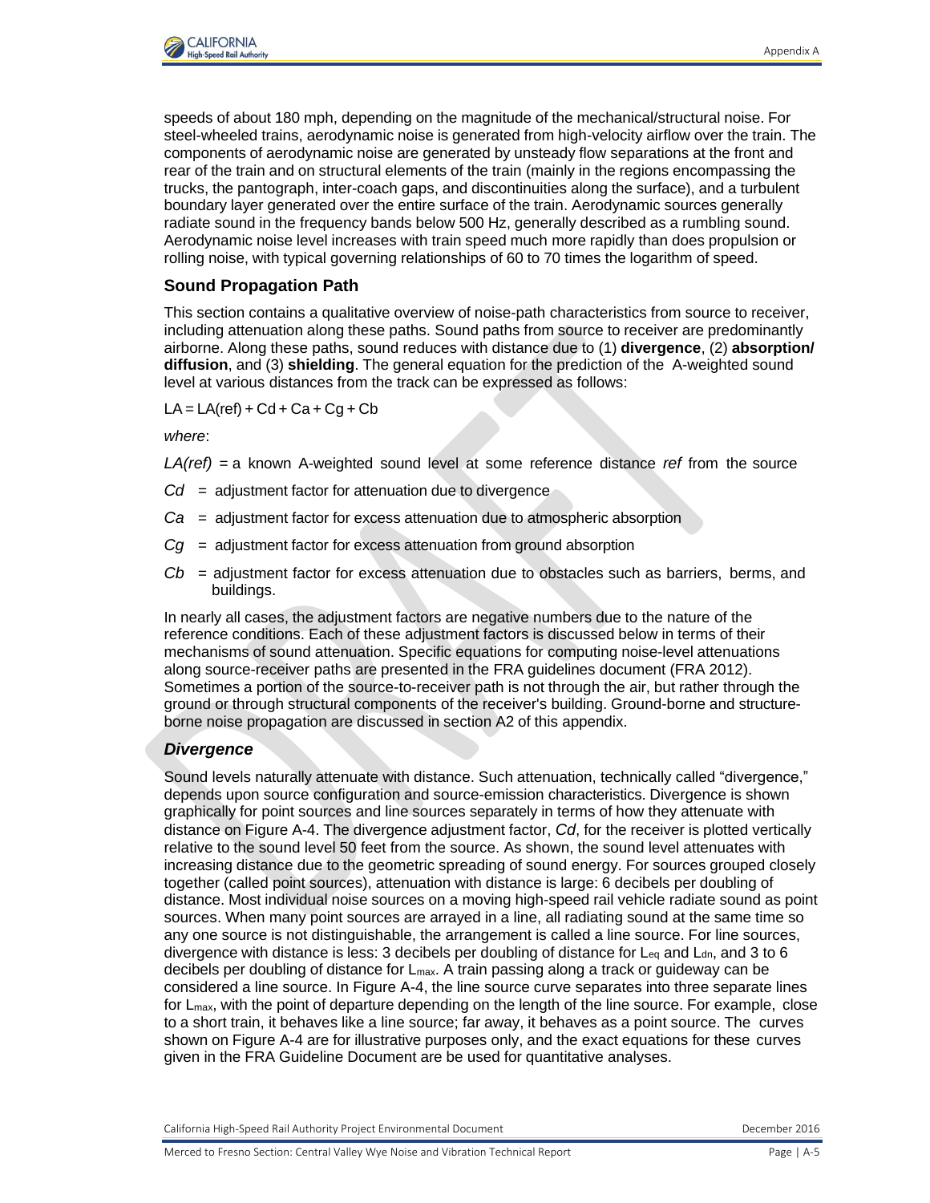speeds of about 180 mph, depending on the magnitude of the mechanical/structural noise. For steel-wheeled trains, aerodynamic noise is generated from high-velocity airflow over the train. The components of aerodynamic noise are generated by unsteady flow separations at the front and rear of the train and on structural elements of the train (mainly in the regions encompassing the trucks, the pantograph, inter-coach gaps, and discontinuities along the surface), and a turbulent boundary layer generated over the entire surface of the train. Aerodynamic sources generally radiate sound in the frequency bands below 500 Hz, generally described as a rumbling sound. Aerodynamic noise level increases with train speed much more rapidly than does propulsion or rolling noise, with typical governing relationships of 60 to 70 times the logarithm of speed.

### Sound Propagation Path

This section contains a qualitative overview of noise-path characteristics from source to receiver, including attenuation along these paths. Sound paths from source to receiver are predominantly airborne. Along these paths, sound reduces with distance due to (1) **divergence**, (2) **absorption/ diffusion**, and (3) **shielding**. The general equation for the prediction of the A-weighted sound level at various distances from the track can be expressed as follows:

$$LA = LA(ref) + Cd + Ca + Cg + Cb$$

*where*:

*LA(ref)* = a known A-weighted sound level at some reference distance *ref* from the source

*Cd* = adjustment factor for attenuation due to divergence

*Ca* = adjustment factor for excess attenuation due to atmospheric absorption

*Cg* = adjustment factor for excess attenuation from ground absorption

*Cb* = adjustment factor for excess attenuation due to obstacles such as barriers, berms, and buildings.

In nearly all cases, the adjustment factors are negative numbers due to the nature of the reference conditions. Each of these adjustment factors is discussed below in terms of their mechanisms of sound attenuation. Specific equations for computing noise-level attenuations along source-receiver paths are presented in the FRA guidelines document (FRA 2012). Sometimes a portion of the source-to-receiver path is not through the air, but rather through the ground or through structural components of the receiver's building. Ground-borne and structure-borne noise propagation are discussed in section A2 of this appendix.

#### *Divergence*

Sound levels naturally attenuate with distance. Such attenuation, technically called “divergence,” depends upon source configuration and source-emission characteristics. Divergence is shown graphically for point sources and line sources separately in terms of how they attenuate with distance on Figure A-4. The divergence adjustment factor, *Cd*, for the receiver is plotted vertically relative to the sound level 50 feet from the source. As shown, the sound level attenuates with increasing distance due to the geometric spreading of sound energy. For sources grouped closely together (called point sources), attenuation with distance is large: 6 decibels per doubling of distance. Most individual noise sources on a moving high-speed rail vehicle radiate sound as point sources. When many point sources are arrayed in a line, all radiating sound at the same time so any one source is not distinguishable, the arrangement is called a line source. For line sources, divergence with distance is less: 3 decibels per doubling of distance for $L_{eq}$ and $L_{dn}$, and 3 to 6 decibels per doubling of distance for $L_{max}$. A train passing along a track or guideway can be considered a line source. In Figure A-4, the line source curve separates into three separate lines for $L_{max}$, with the point of departure depending on the length of the line source. For example, close to a short train, it behaves like a line source; far away, it behaves as a point source. The curves shown on Figure A-4 are for illustrative purposes only, and the exact equations for these curves given in the FRA Guideline Document are be used for quantitative analyses.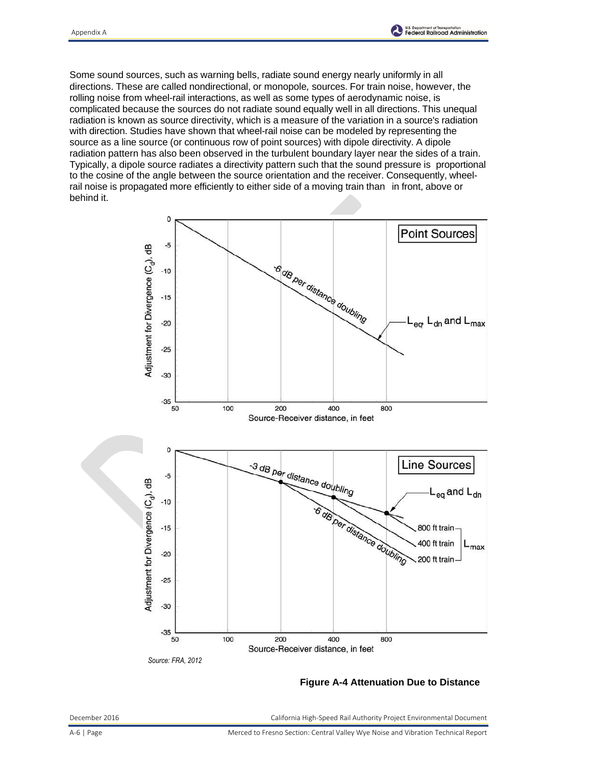Some sound sources, such as warning bells, radiate sound energy nearly uniformly in all directions. These are called nondirectional, or monopole*,* sources. For train noise, however, the rolling noise from wheel-rail interactions, as well as some types of aerodynamic noise, is complicated because the sources do not radiate sound equally well in all directions. This unequal radiation is known as source directivity, which is a measure of the variation in a source's radiation with direction. Studies have shown that wheel-rail noise can be modeled by representing the source as a line source (or continuous row of point sources) with dipole directivity. A dipole radiation pattern has also been observed in the turbulent boundary layer near the sides of a train. Typically, a dipole source radiates a directivity pattern such that the sound pressure is proportional to the cosine of the angle between the source orientation and the receiver. Consequently, wheel-rail noise is propagated more efficiently to either side of a moving train than in front, above or behind it.

*Source: FRA, 2012*

**Figure A-4 Attenuation Due to Distance**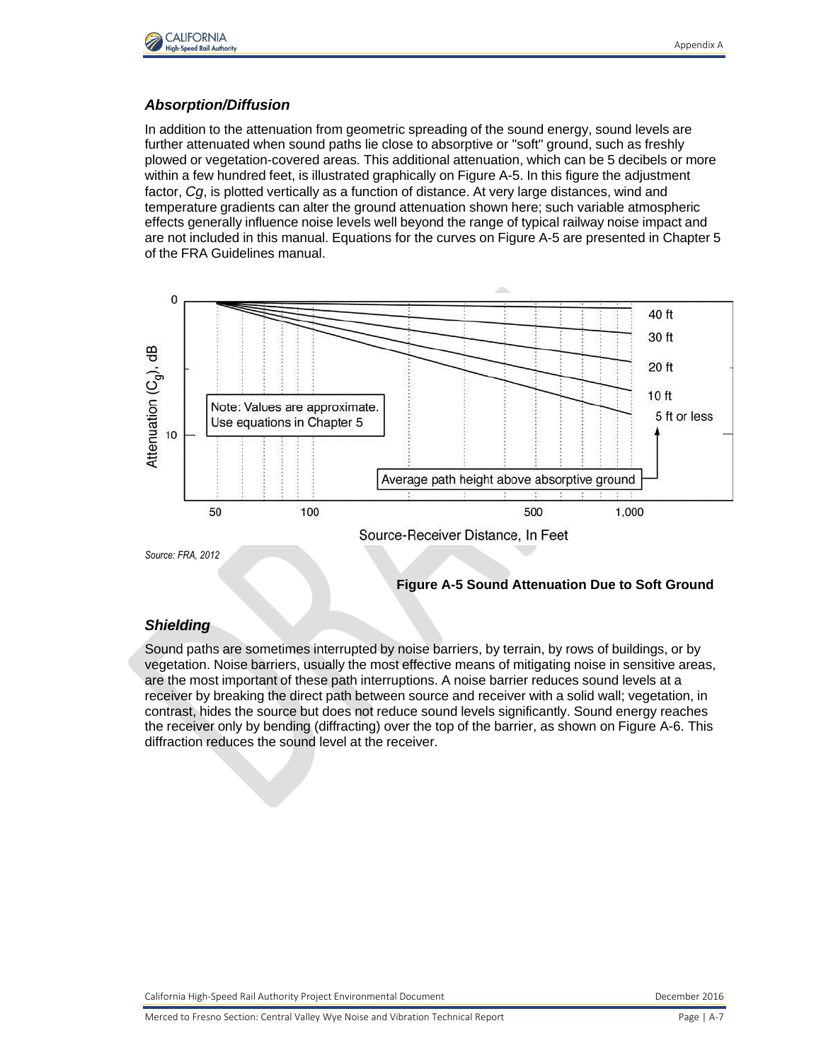### *Absorption/Diffusion*

In addition to the attenuation from geometric spreading of the sound energy, sound levels are further attenuated when sound paths lie close to absorptive or "soft" ground, such as freshly plowed or vegetation-covered areas. This additional attenuation, which can be 5 decibels or more within a few hundred feet, is illustrated graphically on Figure A-5. In this figure the adjustment factor, *Cg*, is plotted vertically as a function of distance. At very large distances, wind and temperature gradients can alter the ground attenuation shown here; such variable atmospheric effects generally influence noise levels well beyond the range of typical railway noise impact and are not included in this manual. Equations for the curves on Figure A-5 are presented in Chapter 5 of the FRA Guidelines manual.

*Source: FRA, 2012*

**Figure A-5 Sound Attenuation Due to Soft Ground**

### *Shielding*

Sound paths are sometimes interrupted by noise barriers, by terrain, by rows of buildings, or by vegetation. Noise barriers, usually the most effective means of mitigating noise in sensitive areas, are the most important of these path interruptions. A noise barrier reduces sound levels at a receiver by breaking the direct path between source and receiver with a solid wall; vegetation, in contrast, hides the source but does not reduce sound levels significantly. Sound energy reaches the receiver only by bending (diffracting) over the top of the barrier, as shown on Figure A-6. This diffraction reduces the sound level at the receiver.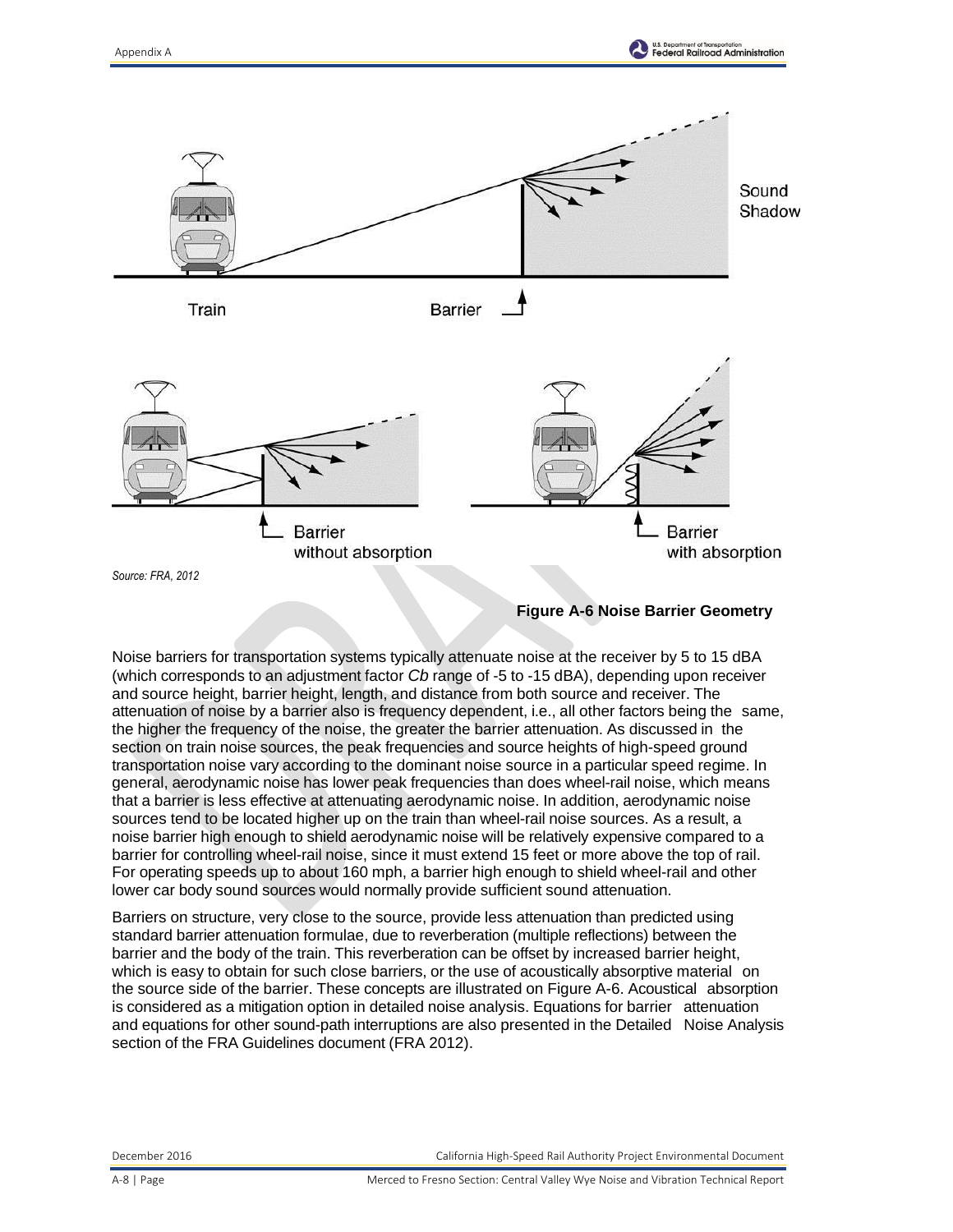Source: FRA, 2012

**Figure A-6 Noise Barrier Geometry**

Noise barriers for transportation systems typically attenuate noise at the receiver by 5 to 15 dBA (which corresponds to an adjustment factor *Cb* range of -5 to -15 dBA), depending upon receiver and source height, barrier height, length, and distance from both source and receiver. The attenuation of noise by a barrier also is frequency dependent, i.e., all other factors being the same, the higher the frequency of the noise, the greater the barrier attenuation. As discussed in the section on train noise sources, the peak frequencies and source heights of high-speed ground transportation noise vary according to the dominant noise source in a particular speed regime. In general, aerodynamic noise has lower peak frequencies than does wheel-rail noise, which means that a barrier is less effective at attenuating aerodynamic noise. In addition, aerodynamic noise sources tend to be located higher up on the train than wheel-rail noise sources. As a result, a noise barrier high enough to shield aerodynamic noise will be relatively expensive compared to a barrier for controlling wheel-rail noise, since it must extend 15 feet or more above the top of rail. For operating speeds up to about 160 mph, a barrier high enough to shield wheel-rail and other lower car body sound sources would normally provide sufficient sound attenuation.

Barriers on structure, very close to the source, provide less attenuation than predicted using standard barrier attenuation formulae, due to reverberation (multiple reflections) between the barrier and the body of the train. This reverberation can be offset by increased barrier height, which is easy to obtain for such close barriers, or the use of acoustically absorptive material on the source side of the barrier. These concepts are illustrated on Figure A-6. Acoustical absorption is considered as a mitigation option in detailed noise analysis. Equations for barrier attenuation and equations for other sound-path interruptions are also presented in the Detailed Noise Analysis section of the FRA Guidelines document (FRA 2012).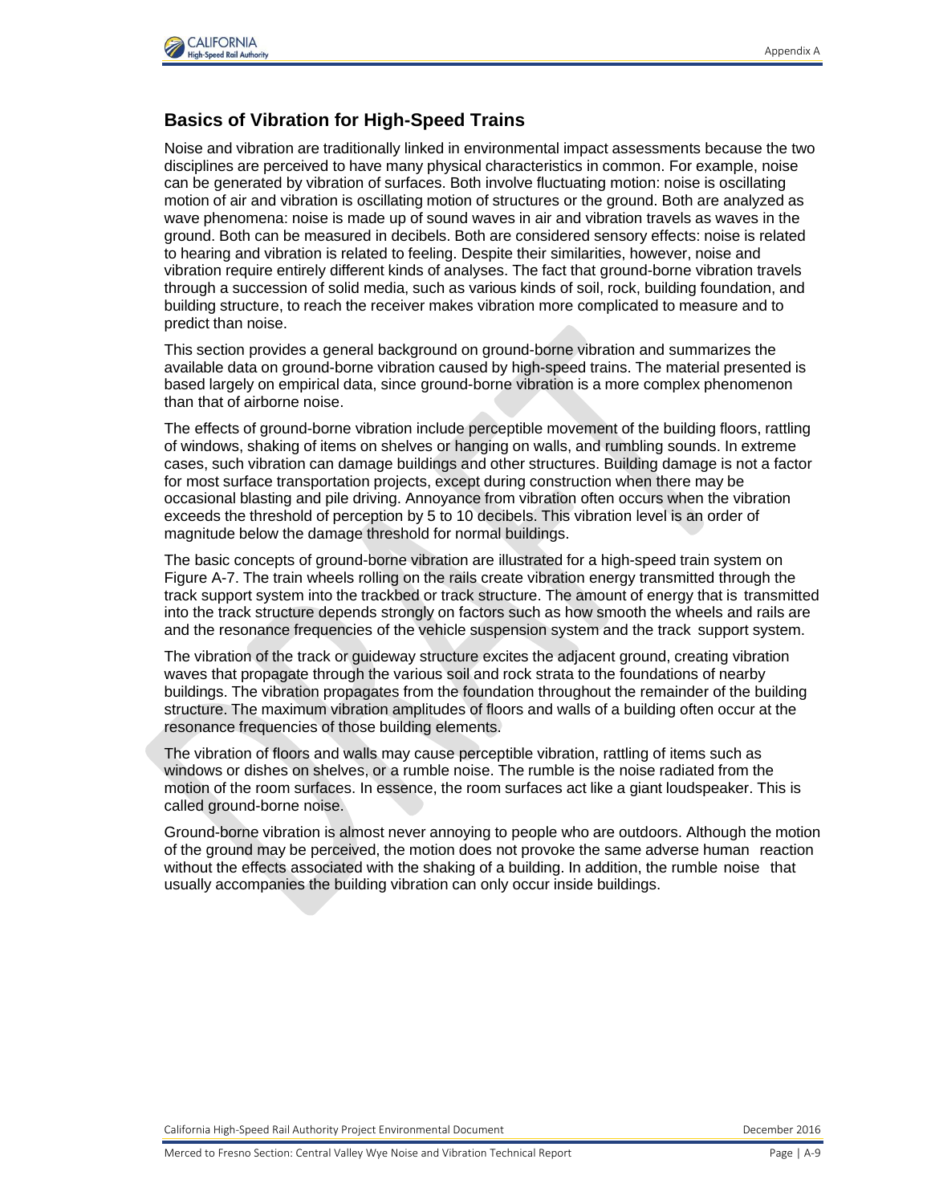## Basics of Vibration for High-Speed Trains

Noise and vibration are traditionally linked in environmental impact assessments because the two disciplines are perceived to have many physical characteristics in common. For example, noise can be generated by vibration of surfaces. Both involve fluctuating motion: noise is oscillating motion of air and vibration is oscillating motion of structures or the ground. Both are analyzed as wave phenomena: noise is made up of sound waves in air and vibration travels as waves in the ground. Both can be measured in decibels. Both are considered sensory effects: noise is related to hearing and vibration is related to feeling. Despite their similarities, however, noise and vibration require entirely different kinds of analyses. The fact that ground-borne vibration travels through a succession of solid media, such as various kinds of soil, rock, building foundation, and building structure, to reach the receiver makes vibration more complicated to measure and to predict than noise.

This section provides a general background on ground-borne vibration and summarizes the available data on ground-borne vibration caused by high-speed trains. The material presented is based largely on empirical data, since ground-borne vibration is a more complex phenomenon than that of airborne noise.

The effects of ground-borne vibration include perceptible movement of the building floors, rattling of windows, shaking of items on shelves or hanging on walls, and rumbling sounds. In extreme cases, such vibration can damage buildings and other structures. Building damage is not a factor for most surface transportation projects, except during construction when there may be occasional blasting and pile driving. Annoyance from vibration often occurs when the vibration exceeds the threshold of perception by 5 to 10 decibels. This vibration level is an order of magnitude below the damage threshold for normal buildings.

The basic concepts of ground-borne vibration are illustrated for a high-speed train system on Figure A-7. The train wheels rolling on the rails create vibration energy transmitted through the track support system into the trackbed or track structure. The amount of energy that is transmitted into the track structure depends strongly on factors such as how smooth the wheels and rails are and the resonance frequencies of the vehicle suspension system and the track support system.

The vibration of the track or guideway structure excites the adjacent ground, creating vibration waves that propagate through the various soil and rock strata to the foundations of nearby buildings. The vibration propagates from the foundation throughout the remainder of the building structure. The maximum vibration amplitudes of floors and walls of a building often occur at the resonance frequencies of those building elements.

The vibration of floors and walls may cause perceptible vibration, rattling of items such as windows or dishes on shelves, or a rumble noise. The rumble is the noise radiated from the motion of the room surfaces. In essence, the room surfaces act like a giant loudspeaker. This is called ground-borne noise.

Ground-borne vibration is almost never annoying to people who are outdoors. Although the motion of the ground may be perceived, the motion does not provoke the same adverse human reaction without the effects associated with the shaking of a building. In addition, the rumble noise that usually accompanies the building vibration can only occur inside buildings.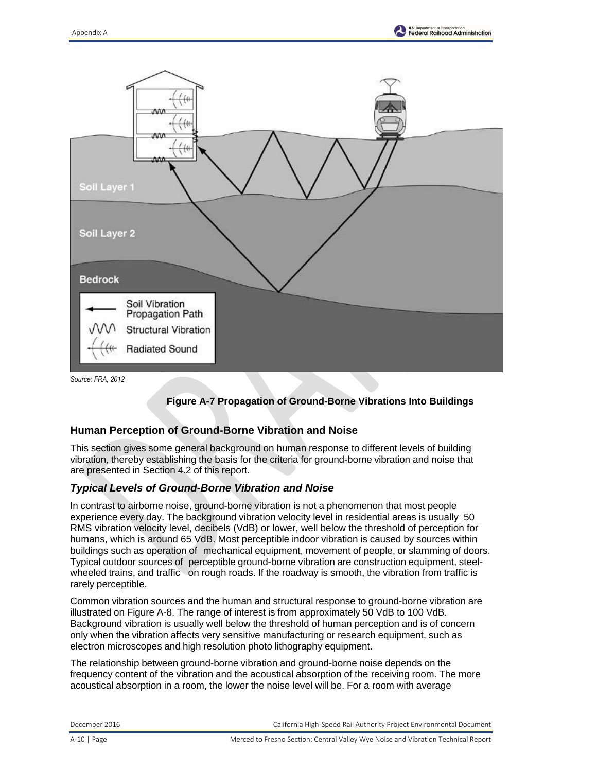Source: FRA, 2012

**Figure A-7 Propagation of Ground-Borne Vibrations Into Buildings**

## Human Perception of Ground-Borne Vibration and Noise

This section gives some general background on human response to different levels of building vibration, thereby establishing the basis for the criteria for ground-borne vibration and noise that are presented in Section 4.2 of this report.

### *Typical Levels of Ground-Borne Vibration and Noise*

In contrast to airborne noise, ground-borne vibration is not a phenomenon that most people experience every day. The background vibration velocity level in residential areas is usually 50 RMS vibration velocity level, decibels (VdB) or lower, well below the threshold of perception for humans, which is around 65 VdB. Most perceptible indoor vibration is caused by sources within buildings such as operation of mechanical equipment, movement of people, or slamming of doors. Typical outdoor sources of perceptible ground-borne vibration are construction equipment, steel-wheeled trains, and traffic on rough roads. If the roadway is smooth, the vibration from traffic is rarely perceptible.

Common vibration sources and the human and structural response to ground-borne vibration are illustrated on Figure A-8. The range of interest is from approximately 50 VdB to 100 VdB. Background vibration is usually well below the threshold of human perception and is of concern only when the vibration affects very sensitive manufacturing or research equipment, such as electron microscopes and high resolution photo lithography equipment.

The relationship between ground-borne vibration and ground-borne noise depends on the frequency content of the vibration and the acoustical absorption of the receiving room. The more acoustical absorption in a room, the lower the noise level will be. For a room with average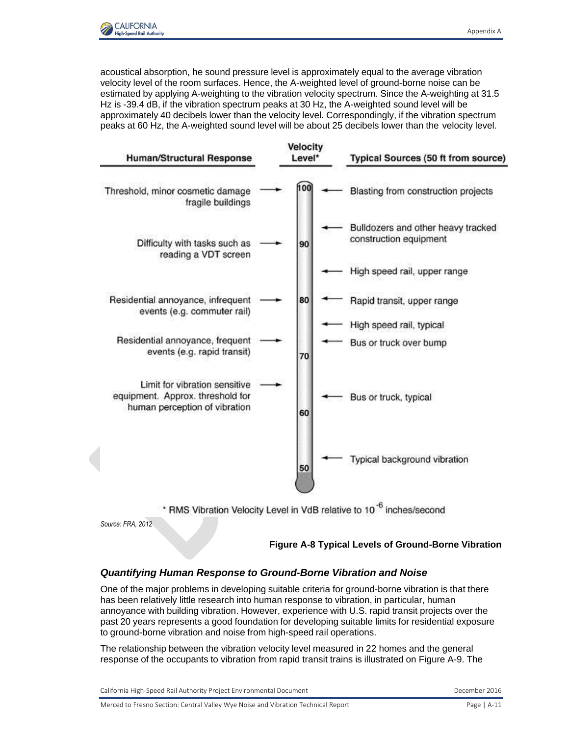acoustical absorption, he sound pressure level is approximately equal to the average vibration velocity level of the room surfaces. Hence, the A-weighted level of ground-borne noise can be estimated by applying A-weighting to the vibration velocity spectrum. Since the A-weighting at 31.5 Hz is -39.4 dB, if the vibration spectrum peaks at 30 Hz, the A-weighted sound level will be approximately 40 decibels lower than the velocity level. Correspondingly, if the vibration spectrum peaks at 60 Hz, the A-weighted sound level will be about 25 decibels lower than the velocity level.

| Human/Structural Response | Velocity Level* | Typical Sources (50 ft from source) |
|---|---|---|
| Threshold, minor cosmetic damage fragile buildings | 100 | Blasting from construction projects |
| | | Bulldozers and other heavy tracked construction equipment |
| Difficulty with tasks such as reading a VDT screen | 90 | |
| | | High speed rail, upper range |
| Residential annoyance, infrequent events (e.g. commuter rail) | 80 | Rapid transit, upper range |
| | | High speed rail, typical |
| Residential annoyance, frequent events (e.g. rapid transit) | | Bus or truck over bump |
| | 70 | |
| Limit for vibration sensitive equipment. Approx. threshold for human perception of vibration | | Bus or truck, typical |
| | 60 | |
| | | Typical background vibration |
| | 50 | |

\* RMS Vibration Velocity Level in VdB relative to $10^{-6}$ inches/second

*Source: FRA, 2012*

**Figure A-8 Typical Levels of Ground-Borne Vibration**

### *Quantifying Human Response to Ground-Borne Vibration and Noise*

One of the major problems in developing suitable criteria for ground-borne vibration is that there has been relatively little research into human response to vibration, in particular, human annoyance with building vibration. However, experience with U.S. rapid transit projects over the past 20 years represents a good foundation for developing suitable limits for residential exposure to ground-borne vibration and noise from high-speed rail operations.

The relationship between the vibration velocity level measured in 22 homes and the general response of the occupants to vibration from rapid transit trains is illustrated on Figure A-9. The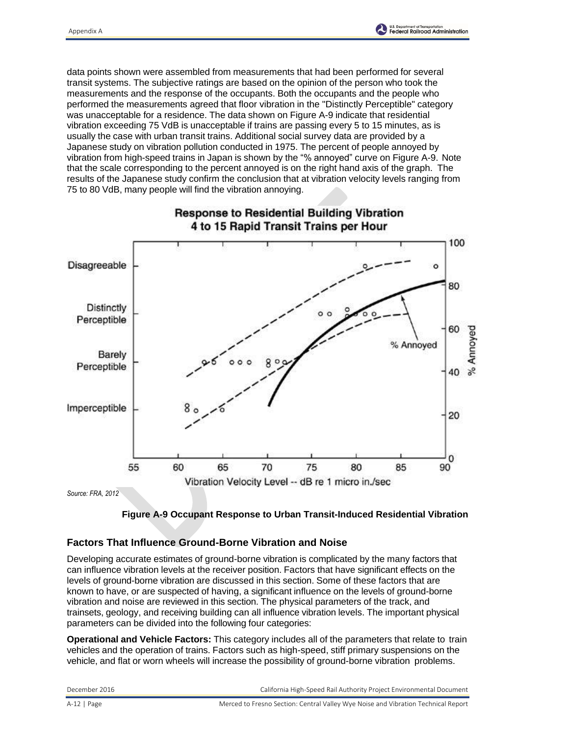data points shown were assembled from measurements that had been performed for several transit systems. The subjective ratings are based on the opinion of the person who took the measurements and the response of the occupants. Both the occupants and the people who performed the measurements agreed that floor vibration in the "Distinctly Perceptible" category was unacceptable for a residence. The data shown on Figure A-9 indicate that residential vibration exceeding 75 VdB is unacceptable if trains are passing every 5 to 15 minutes, as is usually the case with urban transit trains. Additional social survey data are provided by a Japanese study on vibration pollution conducted in 1975. The percent of people annoyed by vibration from high-speed trains in Japan is shown by the "% annoyed" curve on Figure A-9. Note that the scale corresponding to the percent annoyed is on the right hand axis of the graph. The results of the Japanese study confirm the conclusion that at vibration velocity levels ranging from 75 to 80 VdB, many people will find the vibration annoying.

*Source: FRA, 2012*

**Figure A-9 Occupant Response to Urban Transit-Induced Residential Vibration**

## Factors That Influence Ground-Borne Vibration and Noise

Developing accurate estimates of ground-borne vibration is complicated by the many factors that can influence vibration levels at the receiver position. Factors that have significant effects on the levels of ground-borne vibration are discussed in this section. Some of these factors that are known to have, or are suspected of having, a significant influence on the levels of ground-borne vibration and noise are reviewed in this section. The physical parameters of the track, and trainsets, geology, and receiving building can all influence vibration levels. The important physical parameters can be divided into the following four categories:

**Operational and Vehicle Factors:** This category includes all of the parameters that relate to train vehicles and the operation of trains. Factors such as high-speed, stiff primary suspensions on the vehicle, and flat or worn wheels will increase the possibility of ground-borne vibration problems.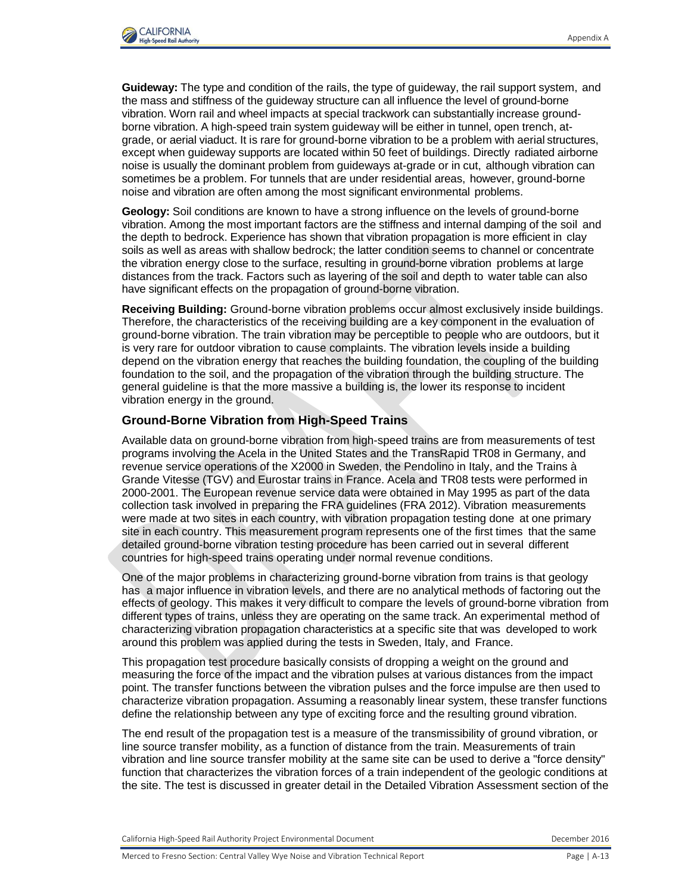**Guideway:** The type and condition of the rails, the type of guideway, the rail support system, and the mass and stiffness of the guideway structure can all influence the level of ground-borne vibration. Worn rail and wheel impacts at special trackwork can substantially increase ground-borne vibration. A high-speed train system guideway will be either in tunnel, open trench, at-grade, or aerial viaduct. It is rare for ground-borne vibration to be a problem with aerial structures, except when guideway supports are located within 50 feet of buildings. Directly radiated airborne noise is usually the dominant problem from guideways at-grade or in cut, although vibration can sometimes be a problem. For tunnels that are under residential areas, however, ground-borne noise and vibration are often among the most significant environmental problems.

**Geology:** Soil conditions are known to have a strong influence on the levels of ground-borne vibration. Among the most important factors are the stiffness and internal damping of the soil and the depth to bedrock. Experience has shown that vibration propagation is more efficient in clay soils as well as areas with shallow bedrock; the latter condition seems to channel or concentrate the vibration energy close to the surface, resulting in ground-borne vibration problems at large distances from the track. Factors such as layering of the soil and depth to water table can also have significant effects on the propagation of ground-borne vibration.

**Receiving Building:** Ground-borne vibration problems occur almost exclusively inside buildings. Therefore, the characteristics of the receiving building are a key component in the evaluation of ground-borne vibration. The train vibration may be perceptible to people who are outdoors, but it is very rare for outdoor vibration to cause complaints. The vibration levels inside a building depend on the vibration energy that reaches the building foundation, the coupling of the building foundation to the soil, and the propagation of the vibration through the building structure. The general guideline is that the more massive a building is, the lower its response to incident vibration energy in the ground.

### Ground-Borne Vibration from High-Speed Trains

Available data on ground-borne vibration from high-speed trains are from measurements of test programs involving the Acela in the United States and the TransRapid TR08 in Germany, and revenue service operations of the X2000 in Sweden, the Pendolino in Italy, and the Trains à Grande Vitesse (TGV) and Eurostar trains in France. Acela and TR08 tests were performed in 2000-2001. The European revenue service data were obtained in May 1995 as part of the data collection task involved in preparing the FRA guidelines (FRA 2012). Vibration measurements were made at two sites in each country, with vibration propagation testing done at one primary site in each country. This measurement program represents one of the first times that the same detailed ground-borne vibration testing procedure has been carried out in several different countries for high-speed trains operating under normal revenue conditions.

One of the major problems in characterizing ground-borne vibration from trains is that geology has a major influence in vibration levels, and there are no analytical methods of factoring out the effects of geology. This makes it very difficult to compare the levels of ground-borne vibration from different types of trains, unless they are operating on the same track. An experimental method of characterizing vibration propagation characteristics at a specific site that was developed to work around this problem was applied during the tests in Sweden, Italy, and France.

This propagation test procedure basically consists of dropping a weight on the ground and measuring the force of the impact and the vibration pulses at various distances from the impact point. The transfer functions between the vibration pulses and the force impulse are then used to characterize vibration propagation. Assuming a reasonably linear system, these transfer functions define the relationship between any type of exciting force and the resulting ground vibration.

The end result of the propagation test is a measure of the transmissibility of ground vibration, or line source transfer mobility, as a function of distance from the train. Measurements of train vibration and line source transfer mobility at the same site can be used to derive a "force density" function that characterizes the vibration forces of a train independent of the geologic conditions at the site. The test is discussed in greater detail in the Detailed Vibration Assessment section of the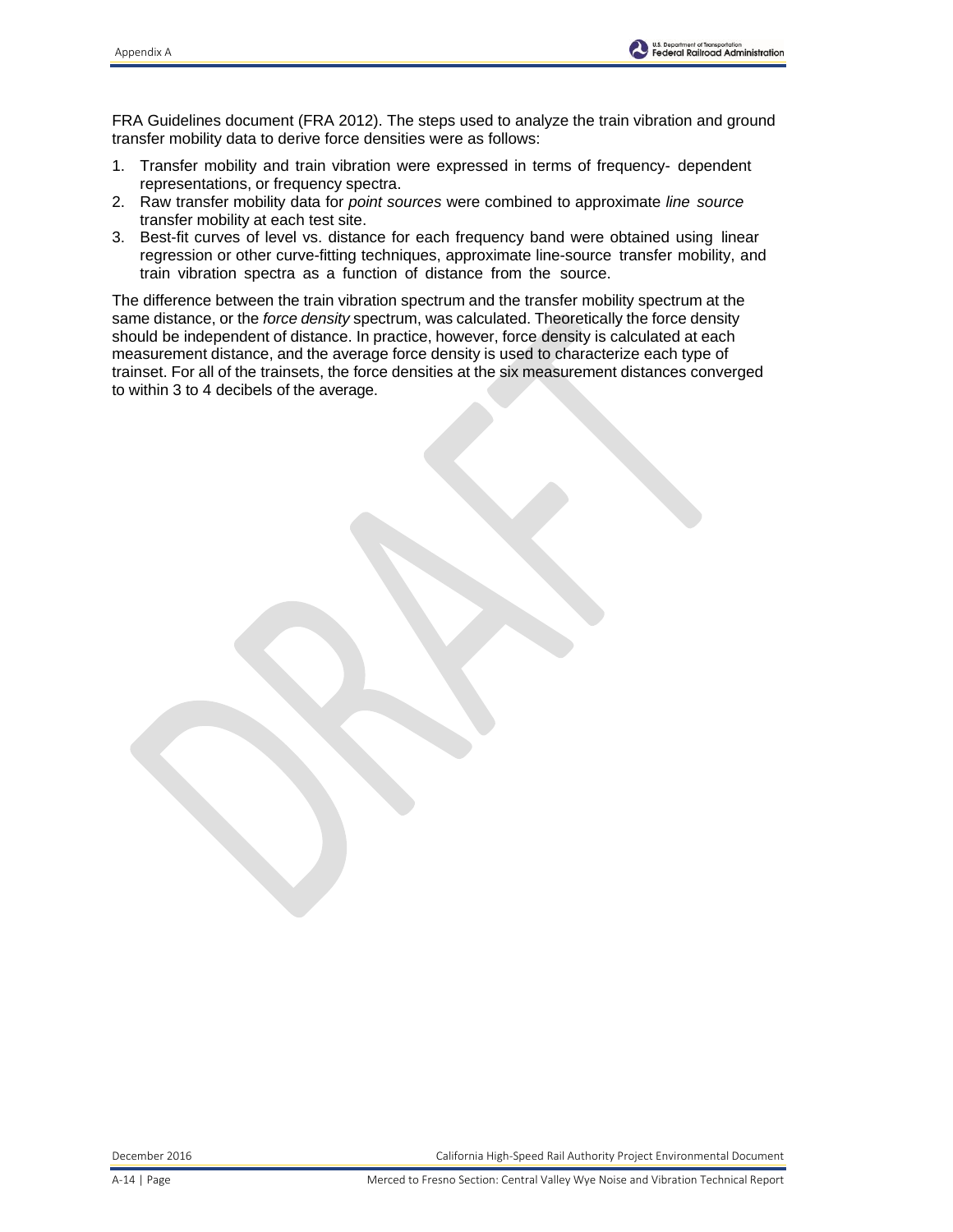FRA Guidelines document (FRA 2012). The steps used to analyze the train vibration and ground transfer mobility data to derive force densities were as follows:

1. Transfer mobility and train vibration were expressed in terms of frequency- dependent representations, or frequency spectra.
2. Raw transfer mobility data for *point sources* were combined to approximate *line source* transfer mobility at each test site.
3. Best-fit curves of level vs. distance for each frequency band were obtained using linear regression or other curve-fitting techniques, approximate line-source transfer mobility, and train vibration spectra as a function of distance from the source.

The difference between the train vibration spectrum and the transfer mobility spectrum at the same distance, or the *force density* spectrum, was calculated. Theoretically the force density should be independent of distance. In practice, however, force density is calculated at each measurement distance, and the average force density is used to characterize each type of trainset. For all of the trainsets, the force densities at the six measurement distances converged to within 3 to 4 decibels of the average.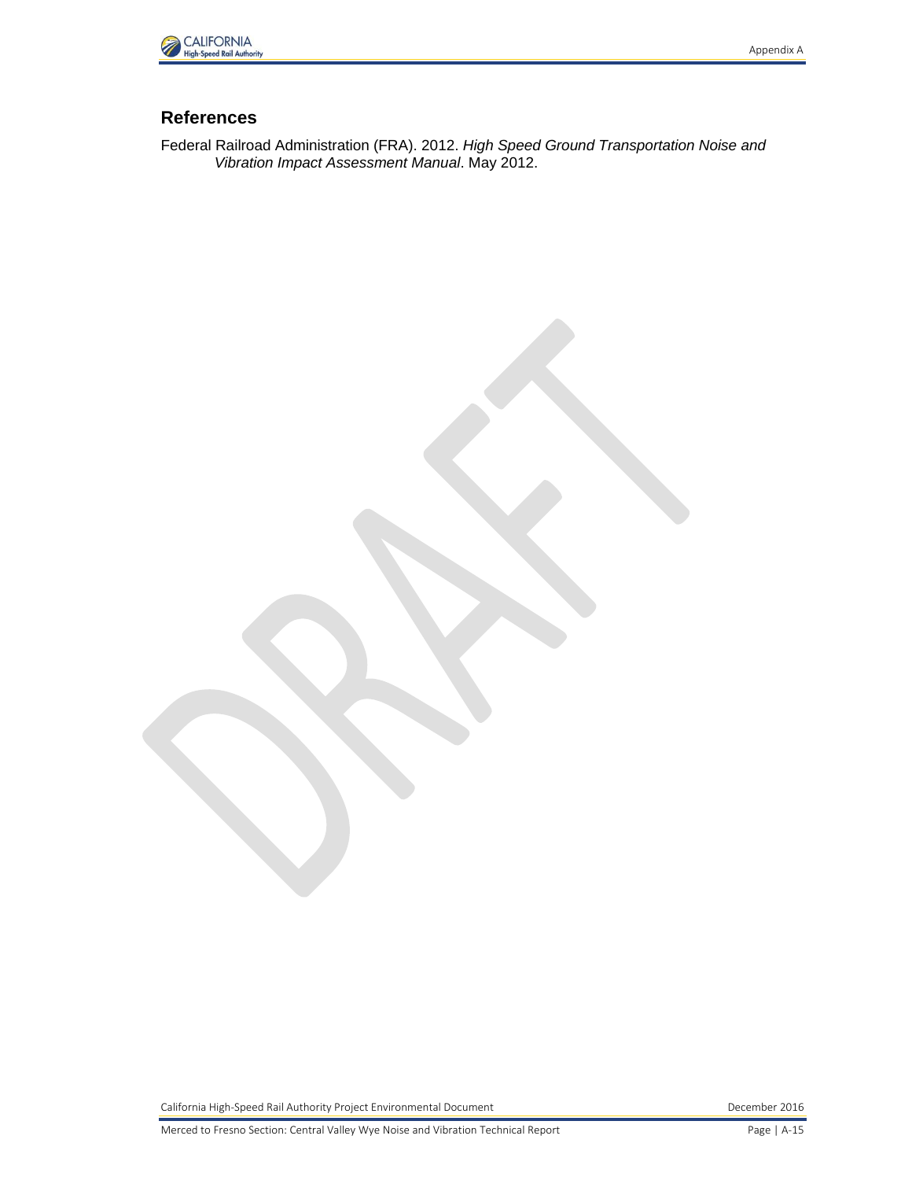## References

Federal Railroad Administration (FRA). 2012. *High Speed Ground Transportation Noise and Vibration Impact Assessment Manual*. May 2012.